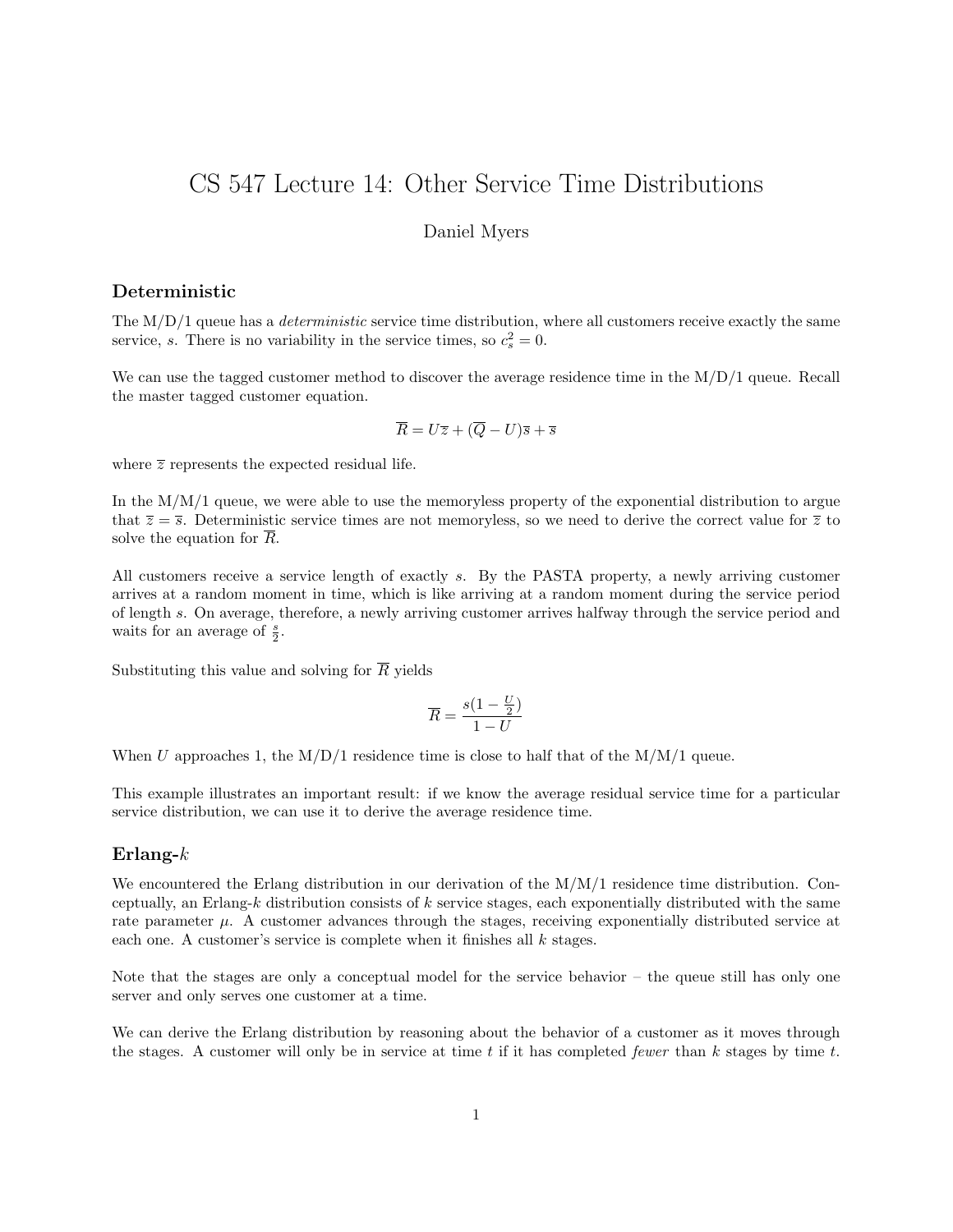# CS 547 Lecture 14: Other Service Time Distributions

Daniel Myers

### Deterministic

The M/D/1 queue has a *deterministic* service time distribution, where all customers receive exactly the same service, $s$. There is no variability in the service times, so $c_s^2 = 0$.

We can use the tagged customer method to discover the average residence time in the M/D/1 queue. Recall the master tagged customer equation.

$$\overline{R} = U\overline{z} + (\overline{Q} - U)\overline{s} + \overline{s}$$

where $\overline{z}$ represents the expected residual life.

In the M/M/1 queue, we were able to use the memoryless property of the exponential distribution to argue that $\overline{z} = \overline{s}$. Deterministic service times are not memoryless, so we need to derive the correct value for $\overline{z}$ to solve the equation for $\overline{R}$.

All customers receive a service length of exactly $s$. By the PASTA property, a newly arriving customer arrives at a random moment in time, which is like arriving at a random moment during the service period of length $s$. On average, therefore, a newly arriving customer arrives halfway through the service period and waits for an average of $\frac{s}{2}$.

Substituting this value and solving for $\overline{R}$ yields

$$\overline{R} = \frac{s(1 - \frac{U}{2})}{1 - U}$$

When $U$ approaches 1, the M/D/1 residence time is close to half that of the M/M/1 queue.

This example illustrates an important result: if we know the average residual service time for a particular service distribution, we can use it to derive the average residence time.

### Erlang-$k$

We encountered the Erlang distribution in our derivation of the M/M/1 residence time distribution. Conceptually, an Erlang-$k$ distribution consists of $k$ service stages, each exponentially distributed with the same rate parameter $\mu$. A customer advances through the stages, receiving exponentially distributed service at each one. A customer's service is complete when it finishes all $k$ stages.

Note that the stages are only a conceptual model for the service behavior – the queue still has only one server and only serves one customer at a time.

We can derive the Erlang distribution by reasoning about the behavior of a customer as it moves through the stages. A customer will only be in service at time $t$ if it has completed *fewer* than $k$ stages by time $t$.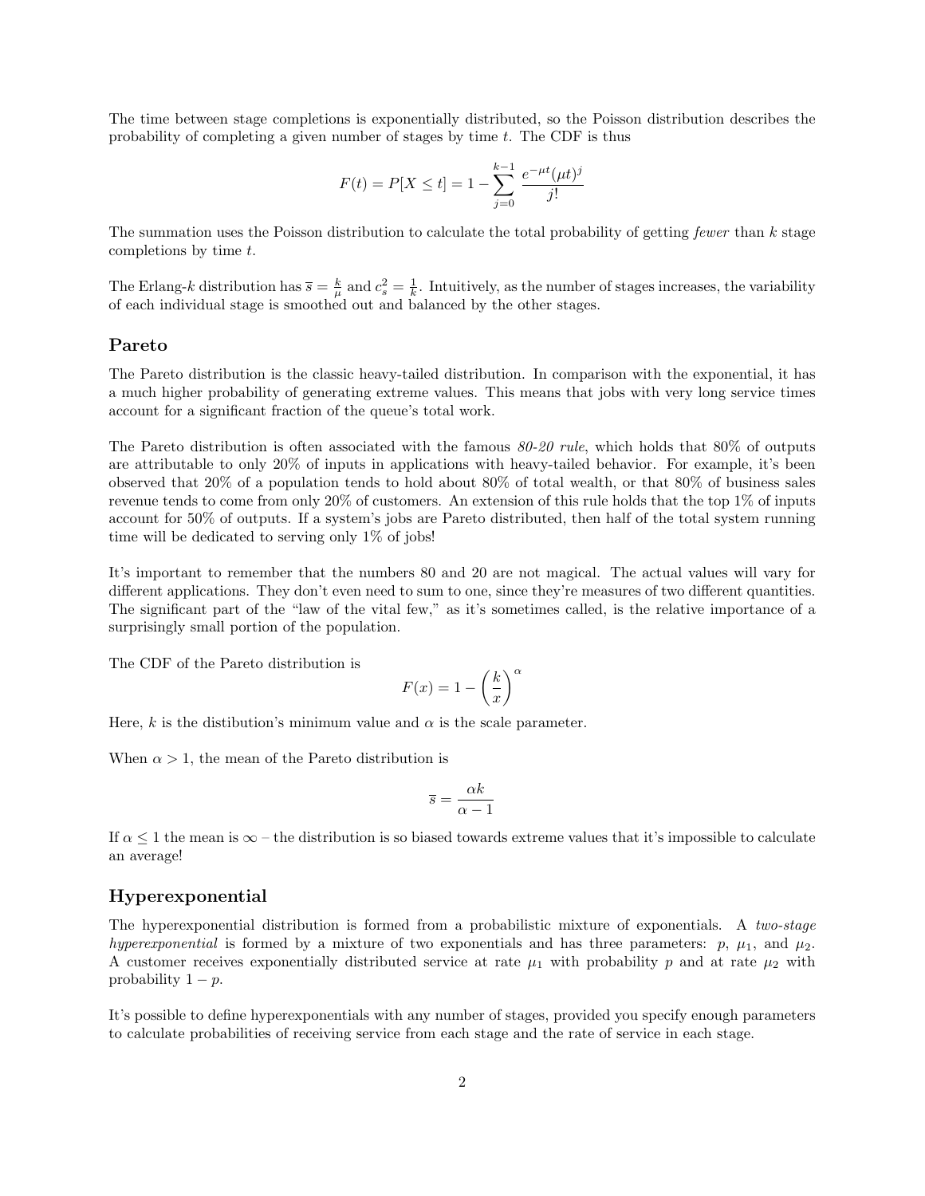The time between stage completions is exponentially distributed, so the Poisson distribution describes the probability of completing a given number of stages by time $t$. The CDF is thus

$$F(t) = P[X \leq t] = 1 - \sum_{j=0}^{k-1} \frac{e^{-\mu t}(\mu t)^j}{j!}$$

The summation uses the Poisson distribution to calculate the total probability of getting *fewer* than $k$ stage completions by time $t$.

The Erlang-$k$ distribution has $\overline{s} = \frac{k}{\mu}$ and $c_s^2 = \frac{1}{k}$. Intuitively, as the number of stages increases, the variability of each individual stage is smoothed out and balanced by the other stages.

## Pareto

The Pareto distribution is the classic heavy-tailed distribution. In comparison with the exponential, it has a much higher probability of generating extreme values. This means that jobs with very long service times account for a significant fraction of the queue's total work.

The Pareto distribution is often associated with the famous *80-20 rule*, which holds that 80% of outputs are attributable to only 20% of inputs in applications with heavy-tailed behavior. For example, it's been observed that 20% of a population tends to hold about 80% of total wealth, or that 80% of business sales revenue tends to come from only 20% of customers. An extension of this rule holds that the top 1% of inputs account for 50% of outputs. If a system's jobs are Pareto distributed, then half of the total system running time will be dedicated to serving only 1% of jobs!

It's important to remember that the numbers 80 and 20 are not magical. The actual values will vary for different applications. They don't even need to sum to one, since they're measures of two different quantities. The significant part of the "law of the vital few," as it's sometimes called, is the relative importance of a surprisingly small portion of the population.

The CDF of the Pareto distribution is

$$F(x) = 1 - \left(\frac{k}{x}\right)^{\alpha}$$

Here, $k$ is the distibution's minimum value and $\alpha$ is the scale parameter.

When $\alpha > 1$, the mean of the Pareto distribution is

$$\overline{s} = \frac{\alpha k}{\alpha - 1}$$

If $\alpha \leq 1$ the mean is $\infty$ – the distribution is so biased towards extreme values that it's impossible to calculate an average!

## Hyperexponential

The hyperexponential distribution is formed from a probabilistic mixture of exponentials. A *two-stage hyperexponential* is formed by a mixture of two exponentials and has three parameters: $p$, $\mu_1$, and $\mu_2$. A customer receives exponentially distributed service at rate $\mu_1$ with probability $p$ and at rate $\mu_2$ with probability $1 - p$.

It's possible to define hyperexponentials with any number of stages, provided you specify enough parameters to calculate probabilities of receiving service from each stage and the rate of service in each stage.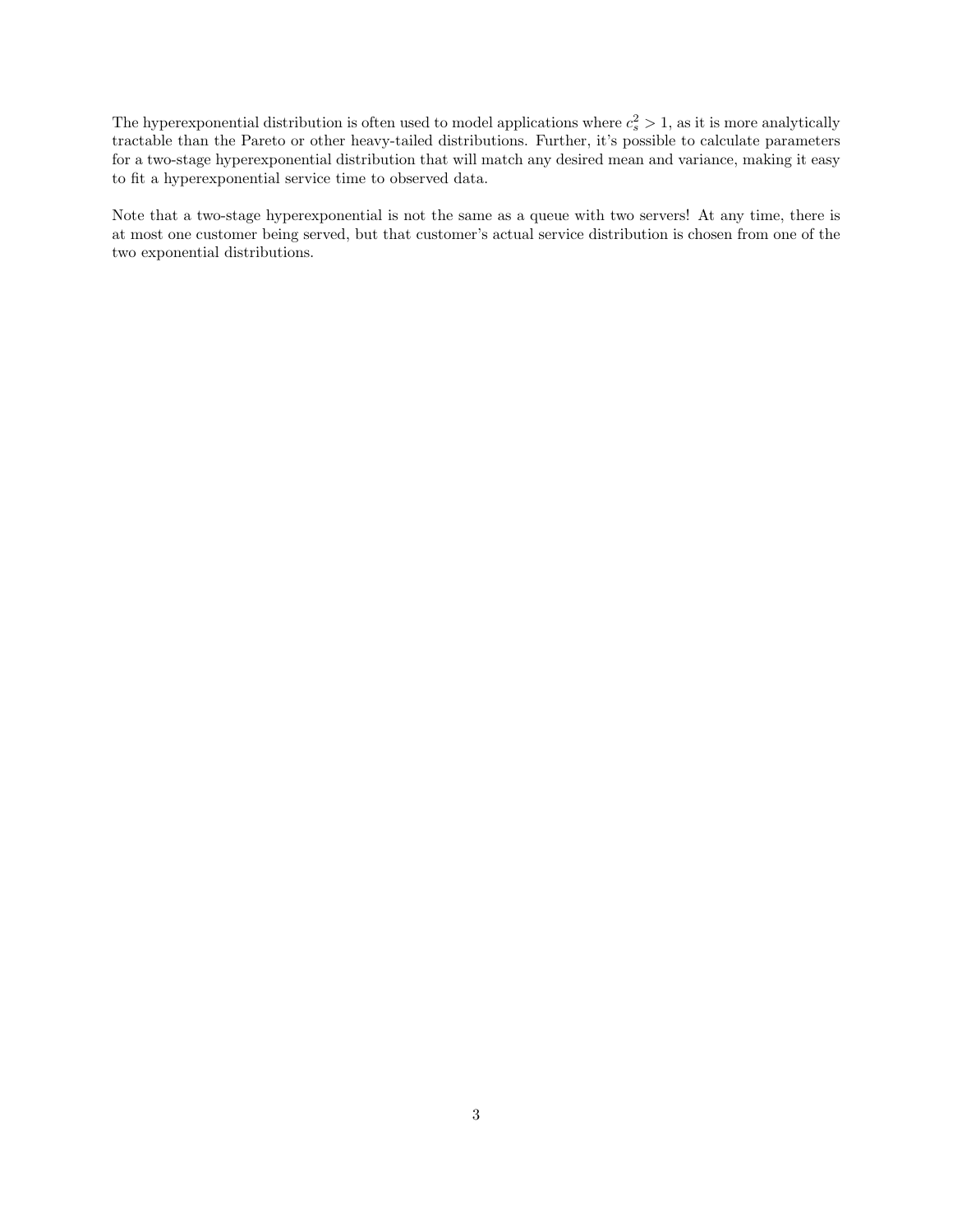The hyperexponential distribution is often used to model applications where $c_s^2 > 1$, as it is more analytically tractable than the Pareto or other heavy-tailed distributions. Further, it's possible to calculate parameters for a two-stage hyperexponential distribution that will match any desired mean and variance, making it easy to fit a hyperexponential service time to observed data.

Note that a two-stage hyperexponential is not the same as a queue with two servers! At any time, there is at most one customer being served, but that customer's actual service distribution is chosen from one of the two exponential distributions.